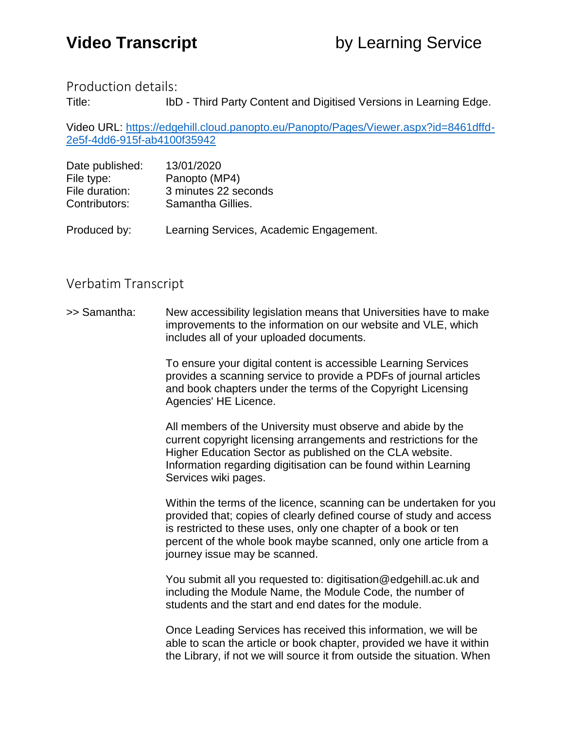# Video Transcript by Learning Service

## Production details:

Title: IbD - Third Party Content and Digitised Versions in Learning Edge.

Video URL: [https://edgehill.cloud.panopto.eu/Panopto/Pages/Viewer.aspx?id=8461dffd-2e5f-4dd6-915f-ab4100f35942](https://edgehill.cloud.panopto.eu/Panopto/Pages/Viewer.aspx?id=8461dffd-2e5f-4dd6-915f-ab4100f35942)

Date published: 13/01/2020
File type: Panopto (MP4)
File duration: 3 minutes 22 seconds
Contributors: Samantha Gillies.

Produced by: Learning Services, Academic Engagement.

## Verbatim Transcript

>> Samantha: New accessibility legislation means that Universities have to make improvements to the information on our website and VLE, which includes all of your uploaded documents.

To ensure your digital content is accessible Learning Services provides a scanning service to provide a PDFs of journal articles and book chapters under the terms of the Copyright Licensing Agencies' HE Licence.

All members of the University must observe and abide by the current copyright licensing arrangements and restrictions for the Higher Education Sector as published on the CLA website. Information regarding digitisation can be found within Learning Services wiki pages.

Within the terms of the licence, scanning can be undertaken for you provided that; copies of clearly defined course of study and access is restricted to these uses, only one chapter of a book or ten percent of the whole book maybe scanned, only one article from a journey issue may be scanned.

You submit all you requested to: digitisation@edgehill.ac.uk and including the Module Name, the Module Code, the number of students and the start and end dates for the module.

Once Leading Services has received this information, we will be able to scan the article or book chapter, provided we have it within the Library, if not we will source it from outside the situation. When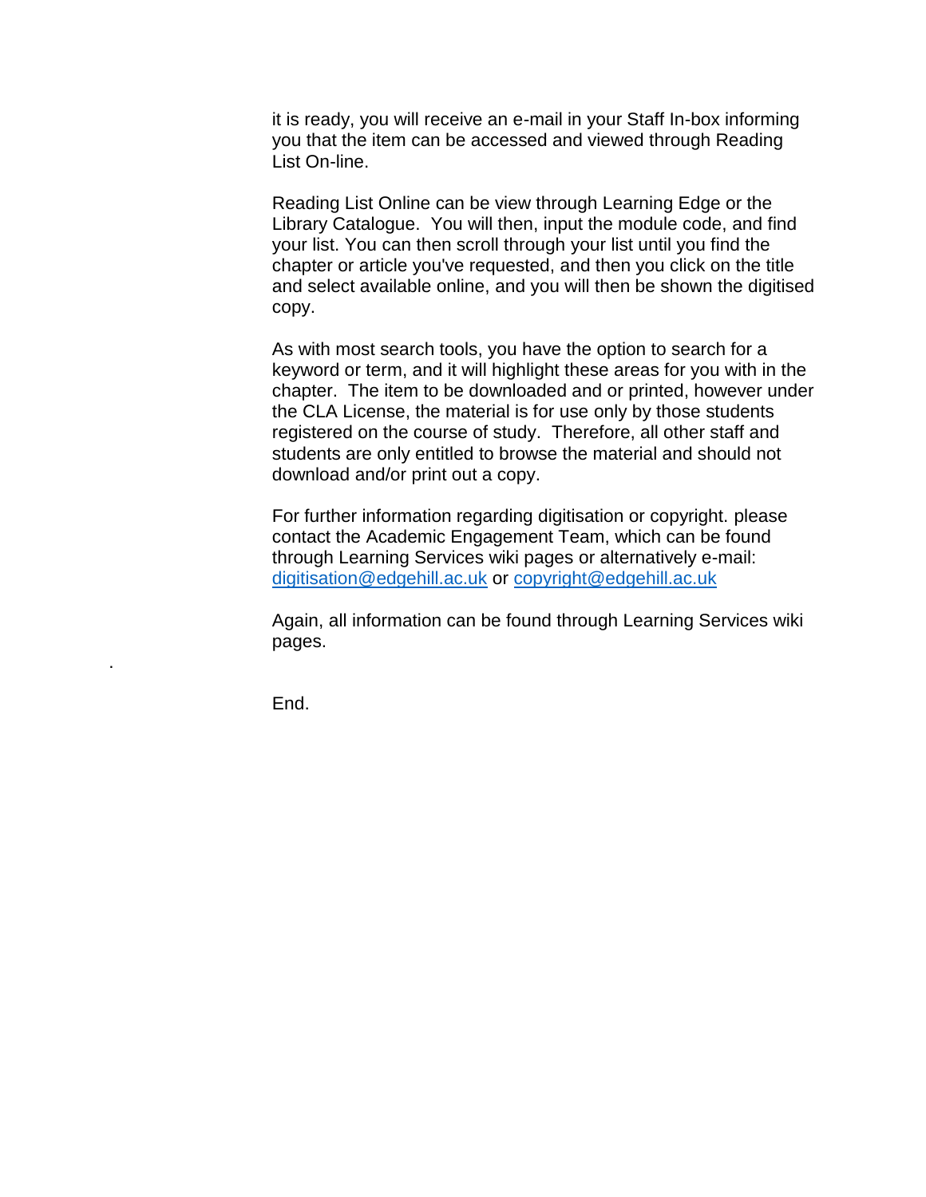it is ready, you will receive an e-mail in your Staff In-box informing you that the item can be accessed and viewed through Reading List On-line.

Reading List Online can be view through Learning Edge or the Library Catalogue. You will then, input the module code, and find your list. You can then scroll through your list until you find the chapter or article you've requested, and then you click on the title and select available online, and you will then be shown the digitised copy.

As with most search tools, you have the option to search for a keyword or term, and it will highlight these areas for you with in the chapter. The item to be downloaded and or printed, however under the CLA License, the material is for use only by those students registered on the course of study. Therefore, all other staff and students are only entitled to browse the material and should not download and/or print out a copy.

For further information regarding digitisation or copyright. please contact the Academic Engagement Team, which can be found through Learning Services wiki pages or alternatively e-mail: [digitisation@edgehill.ac.uk](mailto:digitisation@edgehill.ac.uk) or [copyright@edgehill.ac.uk](mailto:copyright@edgehill.ac.uk)

Again, all information can be found through Learning Services wiki pages.

.

End.